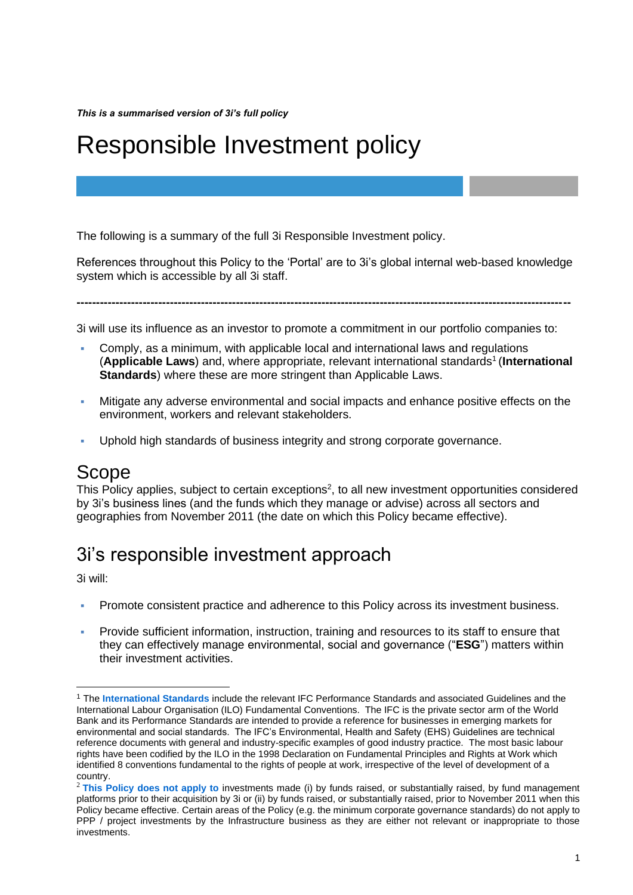*This is a summarised version of 3i's full policy*

# Responsible Investment policy

The following is a summary of the full 3i Responsible Investment policy.

References throughout this Policy to the 'Portal' are to 3i's global internal web-based knowledge system which is accessible by all 3i staff.

---

3i will use its influence as an investor to promote a commitment in our portfolio companies to:

- Comply, as a minimum, with applicable local and international laws and regulations (**Applicable Laws**) and, where appropriate, relevant international standards[1] (**International Standards**) where these are more stringent than Applicable Laws.
- Mitigate any adverse environmental and social impacts and enhance positive effects on the environment, workers and relevant stakeholders.
- Uphold high standards of business integrity and strong corporate governance.

## Scope

This Policy applies, subject to certain exceptions[2], to all new investment opportunities considered by 3i's business lines (and the funds which they manage or advise) across all sectors and geographies from November 2011 (the date on which this Policy became effective).

## 3i's responsible investment approach

3i will:

- Promote consistent practice and adherence to this Policy across its investment business.
- Provide sufficient information, instruction, training and resources to its staff to ensure that they can effectively manage environmental, social and governance ("**ESG**") matters within their investment activities.

---

[1] The **International Standards** include the relevant IFC Performance Standards and associated Guidelines and the International Labour Organisation (ILO) Fundamental Conventions. The IFC is the private sector arm of the World Bank and its Performance Standards are intended to provide a reference for businesses in emerging markets for environmental and social standards. The IFC's Environmental, Health and Safety (EHS) Guidelines are technical reference documents with general and industry-specific examples of good industry practice. The most basic labour rights have been codified by the ILO in the 1998 Declaration on Fundamental Principles and Rights at Work which identified 8 conventions fundamental to the rights of people at work, irrespective of the level of development of a country.

[2] **This Policy does not apply to** investments made (i) by funds raised, or substantially raised, by fund management platforms prior to their acquisition by 3i or (ii) by funds raised, or substantially raised, prior to November 2011 when this Policy became effective. Certain areas of the Policy (e.g. the minimum corporate governance standards) do not apply to PPP / project investments by the Infrastructure business as they are either not relevant or inappropriate to those investments.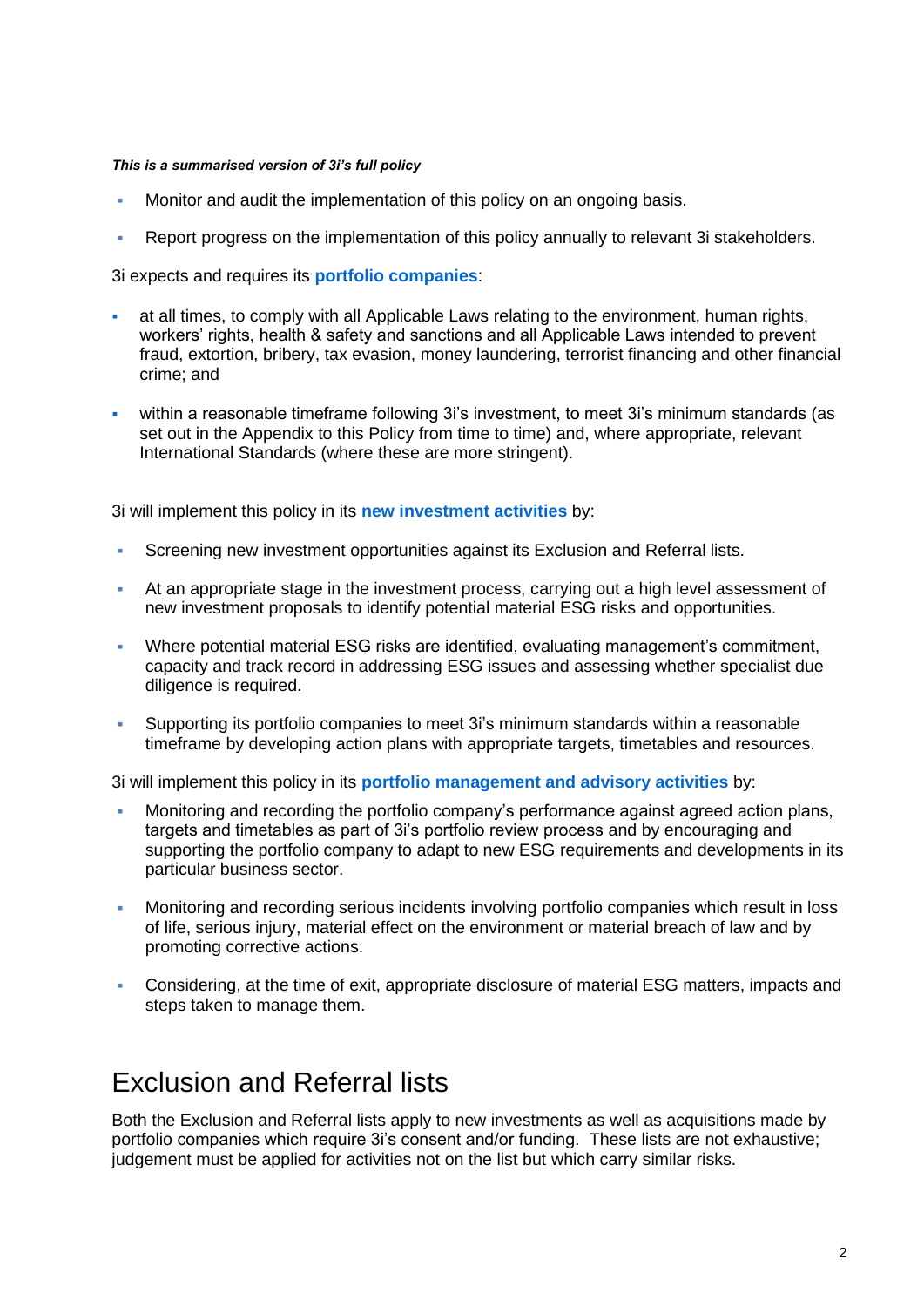***This is a summarised version of 3i's full policy***

- Monitor and audit the implementation of this policy on an ongoing basis.
- Report progress on the implementation of this policy annually to relevant 3i stakeholders.

3i expects and requires its **portfolio companies**:

- at all times, to comply with all Applicable Laws relating to the environment, human rights, workers' rights, health & safety and sanctions and all Applicable Laws intended to prevent fraud, extortion, bribery, tax evasion, money laundering, terrorist financing and other financial crime; and
- within a reasonable timeframe following 3i's investment, to meet 3i's minimum standards (as set out in the Appendix to this Policy from time to time) and, where appropriate, relevant International Standards (where these are more stringent).

3i will implement this policy in its **new investment activities** by:

- Screening new investment opportunities against its Exclusion and Referral lists.
- At an appropriate stage in the investment process, carrying out a high level assessment of new investment proposals to identify potential material ESG risks and opportunities.
- Where potential material ESG risks are identified, evaluating management's commitment, capacity and track record in addressing ESG issues and assessing whether specialist due diligence is required.
- Supporting its portfolio companies to meet 3i's minimum standards within a reasonable timeframe by developing action plans with appropriate targets, timetables and resources.

3i will implement this policy in its **portfolio management and advisory activities** by:

- Monitoring and recording the portfolio company's performance against agreed action plans, targets and timetables as part of 3i's portfolio review process and by encouraging and supporting the portfolio company to adapt to new ESG requirements and developments in its particular business sector.
- Monitoring and recording serious incidents involving portfolio companies which result in loss of life, serious injury, material effect on the environment or material breach of law and by promoting corrective actions.
- Considering, at the time of exit, appropriate disclosure of material ESG matters, impacts and steps taken to manage them.

# Exclusion and Referral lists

Both the Exclusion and Referral lists apply to new investments as well as acquisitions made by portfolio companies which require 3i's consent and/or funding. These lists are not exhaustive; judgement must be applied for activities not on the list but which carry similar risks.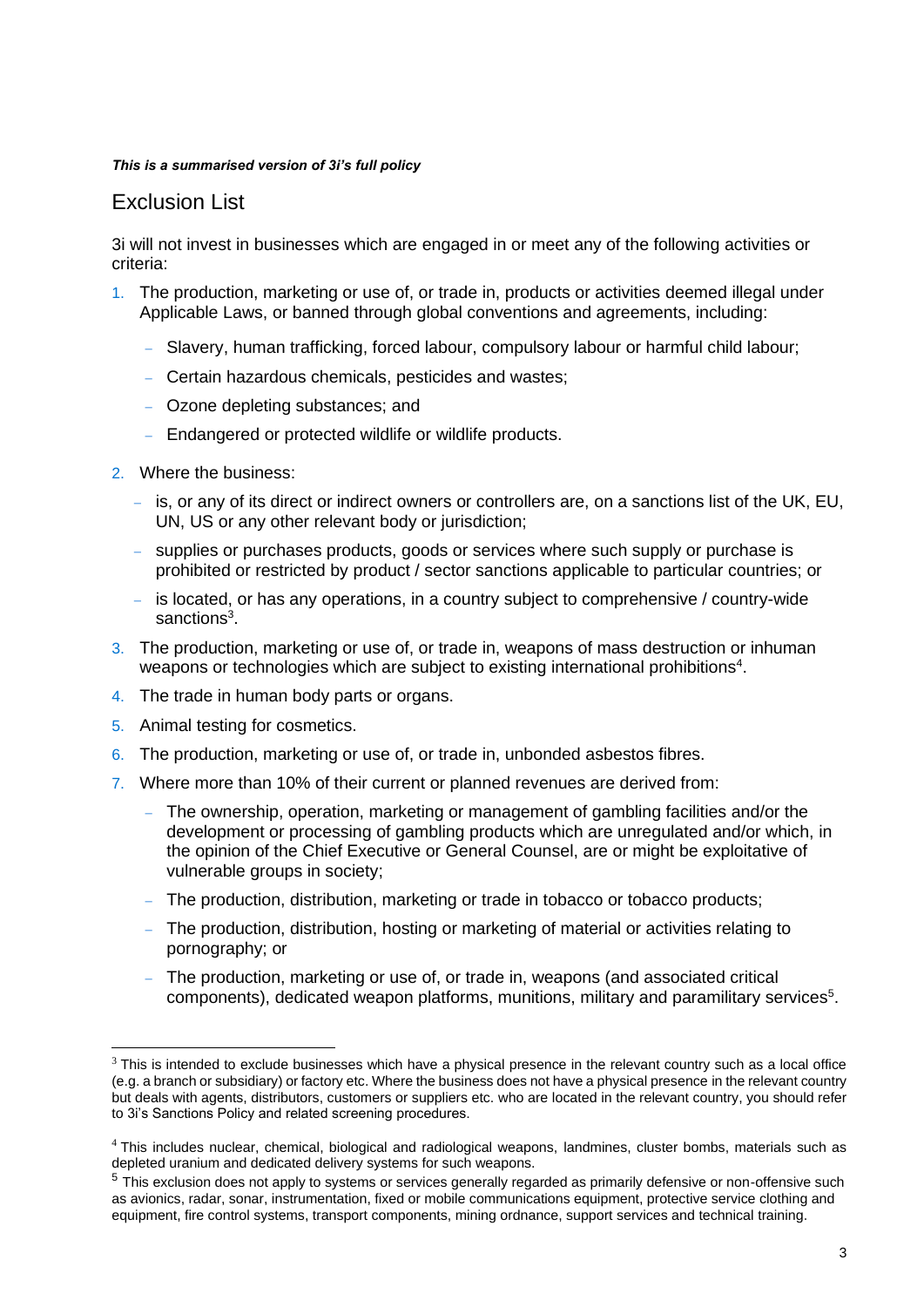*This is a summarised version of 3i's full policy*

## Exclusion List

3i will not invest in businesses which are engaged in or meet any of the following activities or criteria:

1. The production, marketing or use of, or trade in, products or activities deemed illegal under Applicable Laws, or banned through global conventions and agreements, including:
   - Slavery, human trafficking, forced labour, compulsory labour or harmful child labour;
   - Certain hazardous chemicals, pesticides and wastes;
   - Ozone depleting substances; and
   - Endangered or protected wildlife or wildlife products.
2. Where the business:
   - is, or any of its direct or indirect owners or controllers are, on a sanctions list of the UK, EU, UN, US or any other relevant body or jurisdiction;
   - supplies or purchases products, goods or services where such supply or purchase is prohibited or restricted by product / sector sanctions applicable to particular countries; or
   - is located, or has any operations, in a country subject to comprehensive / country-wide sanctions[3].
3. The production, marketing or use of, or trade in, weapons of mass destruction or inhuman weapons or technologies which are subject to existing international prohibitions[4].
4. The trade in human body parts or organs.
5. Animal testing for cosmetics.
6. The production, marketing or use of, or trade in, unbonded asbestos fibres.
7. Where more than 10% of their current or planned revenues are derived from:
   - The ownership, operation, marketing or management of gambling facilities and/or the development or processing of gambling products which are unregulated and/or which, in the opinion of the Chief Executive or General Counsel, are or might be exploitative of vulnerable groups in society;
   - The production, distribution, marketing or trade in tobacco or tobacco products;
   - The production, distribution, hosting or marketing of material or activities relating to pornography; or
   - The production, marketing or use of, or trade in, weapons (and associated critical components), dedicated weapon platforms, munitions, military and paramilitary services[5].

---

[3] This is intended to exclude businesses which have a physical presence in the relevant country such as a local office (e.g. a branch or subsidiary) or factory etc. Where the business does not have a physical presence in the relevant country but deals with agents, distributors, customers or suppliers etc. who are located in the relevant country, you should refer to 3i's Sanctions Policy and related screening procedures.

[4] This includes nuclear, chemical, biological and radiological weapons, landmines, cluster bombs, materials such as depleted uranium and dedicated delivery systems for such weapons.

[5] This exclusion does not apply to systems or services generally regarded as primarily defensive or non-offensive such as avionics, radar, sonar, instrumentation, fixed or mobile communications equipment, protective service clothing and equipment, fire control systems, transport components, mining ordnance, support services and technical training.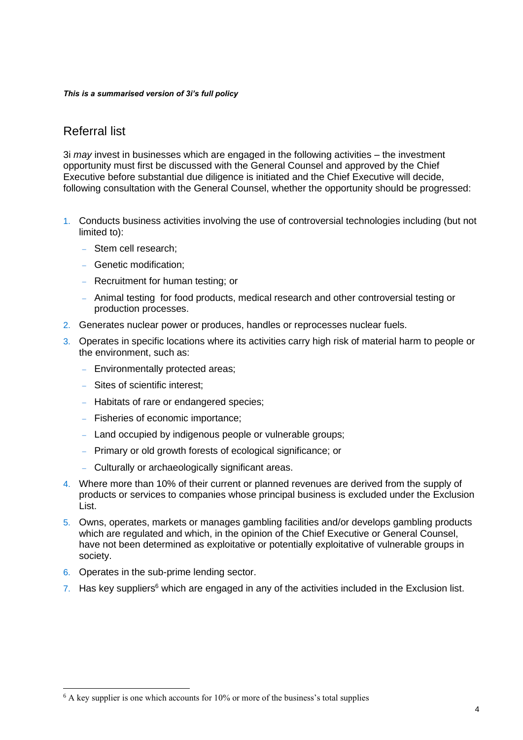***This is a summarised version of 3i's full policy***

## Referral list

3i *may* invest in businesses which are engaged in the following activities – the investment opportunity must first be discussed with the General Counsel and approved by the Chief Executive before substantial due diligence is initiated and the Chief Executive will decide, following consultation with the General Counsel, whether the opportunity should be progressed:

1. Conducts business activities involving the use of controversial technologies including (but not limited to):
   - Stem cell research;
   - Genetic modification;
   - Recruitment for human testing; or
   - Animal testing for food products, medical research and other controversial testing or production processes.
2. Generates nuclear power or produces, handles or reprocesses nuclear fuels.
3. Operates in specific locations where its activities carry high risk of material harm to people or the environment, such as:
   - Environmentally protected areas;
   - Sites of scientific interest;
   - Habitats of rare or endangered species;
   - Fisheries of economic importance;
   - Land occupied by indigenous people or vulnerable groups;
   - Primary or old growth forests of ecological significance; or
   - Culturally or archaeologically significant areas.
4. Where more than 10% of their current or planned revenues are derived from the supply of products or services to companies whose principal business is excluded under the Exclusion List.
5. Owns, operates, markets or manages gambling facilities and/or develops gambling products which are regulated and which, in the opinion of the Chief Executive or General Counsel, have not been determined as exploitative or potentially exploitative of vulnerable groups in society.
6. Operates in the sub-prime lending sector.
7. Has key suppliers[6] which are engaged in any of the activities included in the Exclusion list.

[6] A key supplier is one which accounts for 10% or more of the business's total supplies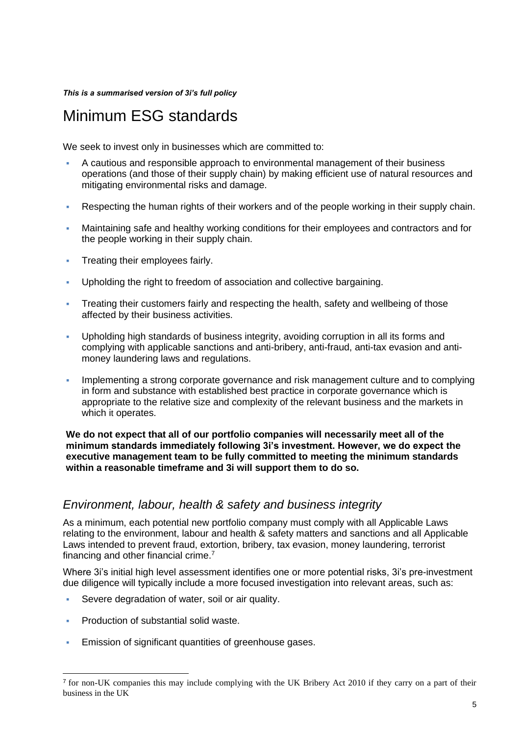***This is a summarised version of 3i's full policy***

# Minimum ESG standards

We seek to invest only in businesses which are committed to:

- A cautious and responsible approach to environmental management of their business operations (and those of their supply chain) by making efficient use of natural resources and mitigating environmental risks and damage.
- Respecting the human rights of their workers and of the people working in their supply chain.
- Maintaining safe and healthy working conditions for their employees and contractors and for the people working in their supply chain.
- Treating their employees fairly.
- Upholding the right to freedom of association and collective bargaining.
- Treating their customers fairly and respecting the health, safety and wellbeing of those affected by their business activities.
- Upholding high standards of business integrity, avoiding corruption in all its forms and complying with applicable sanctions and anti-bribery, anti-fraud, anti-tax evasion and anti-money laundering laws and regulations.
- Implementing a strong corporate governance and risk management culture and to complying in form and substance with established best practice in corporate governance which is appropriate to the relative size and complexity of the relevant business and the markets in which it operates.

**We do not expect that all of our portfolio companies will necessarily meet all of the minimum standards immediately following 3i's investment. However, we do expect the executive management team to be fully committed to meeting the minimum standards within a reasonable timeframe and 3i will support them to do so.**

## *Environment, labour, health & safety and business integrity*

As a minimum, each potential new portfolio company must comply with all Applicable Laws relating to the environment, labour and health & safety matters and sanctions and all Applicable Laws intended to prevent fraud, extortion, bribery, tax evasion, money laundering, terrorist financing and other financial crime.[7]

Where 3i's initial high level assessment identifies one or more potential risks, 3i's pre-investment due diligence will typically include a more focused investigation into relevant areas, such as:

- Severe degradation of water, soil or air quality.
- Production of substantial solid waste.
- Emission of significant quantities of greenhouse gases.

[7] for non-UK companies this may include complying with the UK Bribery Act 2010 if they carry on a part of their business in the UK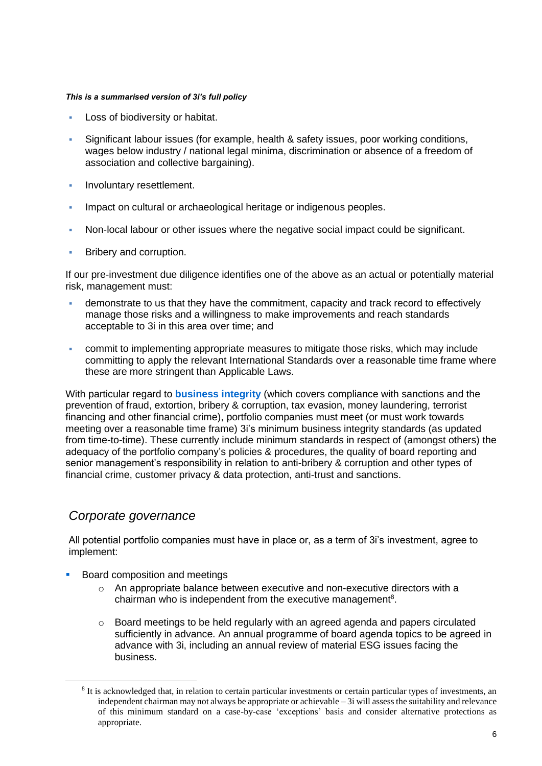*This is a summarised version of 3i's full policy*

- Loss of biodiversity or habitat.
- Significant labour issues (for example, health & safety issues, poor working conditions, wages below industry / national legal minima, discrimination or absence of a freedom of association and collective bargaining).
- Involuntary resettlement.
- Impact on cultural or archaeological heritage or indigenous peoples.
- Non-local labour or other issues where the negative social impact could be significant.
- Bribery and corruption.

If our pre-investment due diligence identifies one of the above as an actual or potentially material risk, management must:

- demonstrate to us that they have the commitment, capacity and track record to effectively manage those risks and a willingness to make improvements and reach standards acceptable to 3i in this area over time; and
- commit to implementing appropriate measures to mitigate those risks, which may include committing to apply the relevant International Standards over a reasonable time frame where these are more stringent than Applicable Laws.

With particular regard to **business integrity** (which covers compliance with sanctions and the prevention of fraud, extortion, bribery & corruption, tax evasion, money laundering, terrorist financing and other financial crime), portfolio companies must meet (or must work towards meeting over a reasonable time frame) 3i's minimum business integrity standards (as updated from time-to-time). These currently include minimum standards in respect of (amongst others) the adequacy of the portfolio company's policies & procedures, the quality of board reporting and senior management's responsibility in relation to anti-bribery & corruption and other types of financial crime, customer privacy & data protection, anti-trust and sanctions.

## *Corporate governance*

All potential portfolio companies must have in place or, as a term of 3i's investment, agree to implement:

- Board composition and meetings
  - An appropriate balance between executive and non-executive directors with a chairman who is independent from the executive management[8].
  - Board meetings to be held regularly with an agreed agenda and papers circulated sufficiently in advance. An annual programme of board agenda topics to be agreed in advance with 3i, including an annual review of material ESG issues facing the business.

[8] It is acknowledged that, in relation to certain particular investments or certain particular types of investments, an independent chairman may not always be appropriate or achievable – 3i will assess the suitability and relevance of this minimum standard on a case-by-case 'exceptions' basis and consider alternative protections as appropriate.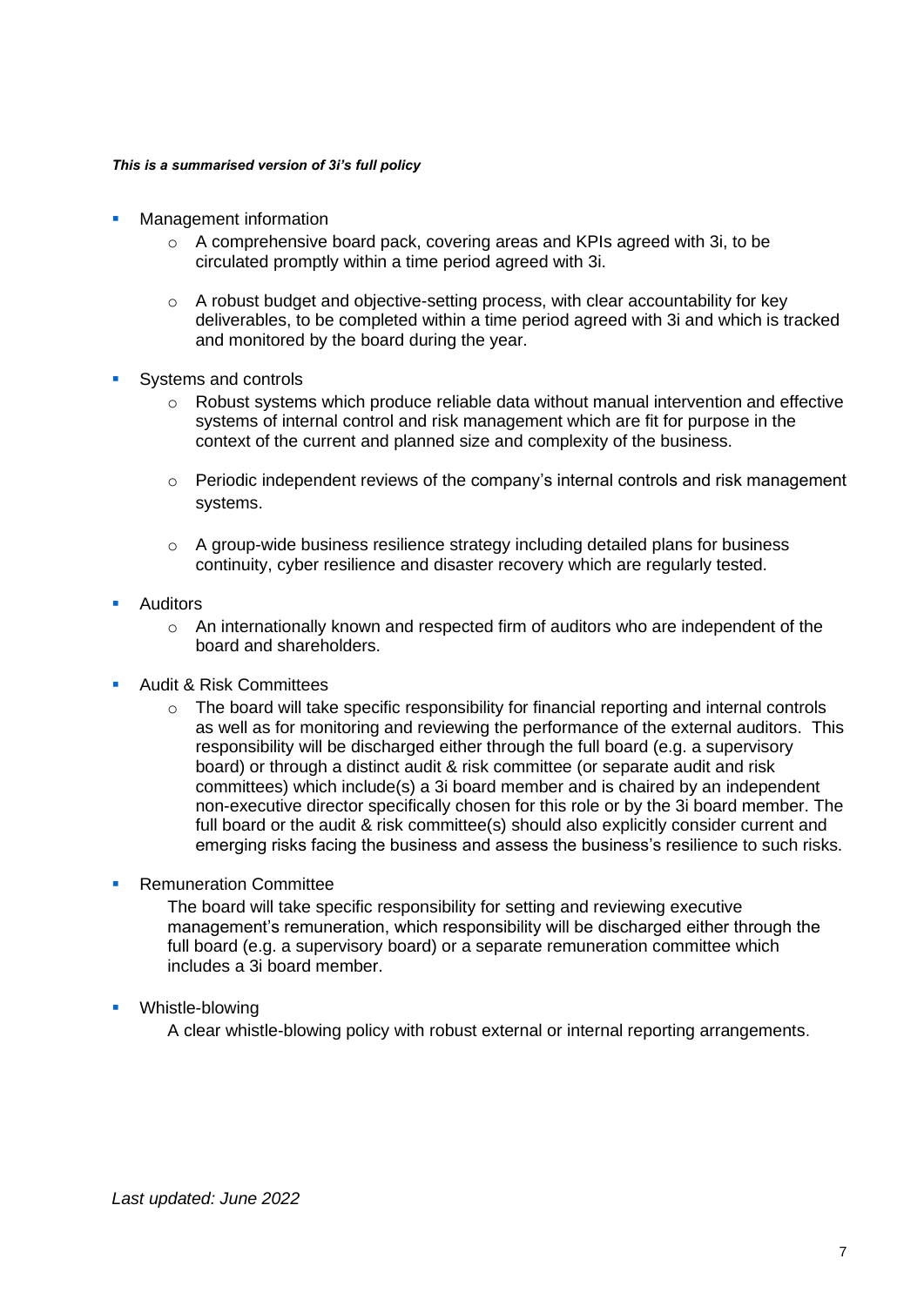***This is a summarised version of 3i's full policy***

- Management information
    - A comprehensive board pack, covering areas and KPIs agreed with 3i, to be circulated promptly within a time period agreed with 3i.
    - A robust budget and objective-setting process, with clear accountability for key deliverables, to be completed within a time period agreed with 3i and which is tracked and monitored by the board during the year.
- Systems and controls
    - Robust systems which produce reliable data without manual intervention and effective systems of internal control and risk management which are fit for purpose in the context of the current and planned size and complexity of the business.
    - Periodic independent reviews of the company's internal controls and risk management systems.
    - A group-wide business resilience strategy including detailed plans for business continuity, cyber resilience and disaster recovery which are regularly tested.
- Auditors
    - An internationally known and respected firm of auditors who are independent of the board and shareholders.
- Audit & Risk Committees
    - The board will take specific responsibility for financial reporting and internal controls as well as for monitoring and reviewing the performance of the external auditors. This responsibility will be discharged either through the full board (e.g. a supervisory board) or through a distinct audit & risk committee (or separate audit and risk committees) which include(s) a 3i board member and is chaired by an independent non-executive director specifically chosen for this role or by the 3i board member. The full board or the audit & risk committee(s) should also explicitly consider current and emerging risks facing the business and assess the business's resilience to such risks.
- Remuneration Committee

  The board will take specific responsibility for setting and reviewing executive management's remuneration, which responsibility will be discharged either through the full board (e.g. a supervisory board) or a separate remuneration committee which includes a 3i board member.
- Whistle-blowing

  A clear whistle-blowing policy with robust external or internal reporting arrangements.

*Last updated: June 2022*